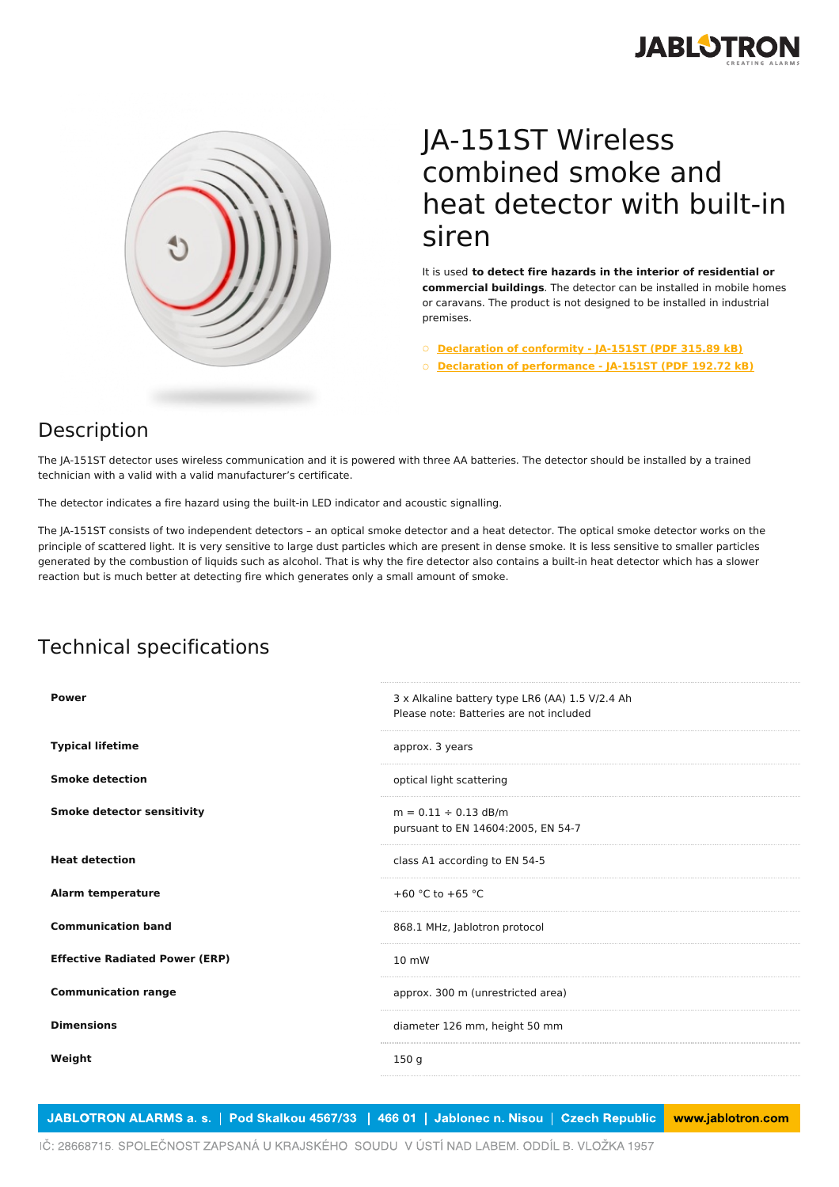# JA-151ST Wireless combined smoke and heat detector with built-in siren

It is used **to detect fire hazards in the interior of residential or commercial buildings**. The detector can be installed in mobile homes or caravans. The product is not designed to be installed in industrial premises.

- Declaration of conformity - JA-151ST (PDF 315.89 kB)
- Declaration of performance - JA-151ST (PDF 192.72 kB)

## Description

The JA-151ST detector uses wireless communication and it is powered with three AA batteries. The detector should be installed by a trained technician with a valid with a valid manufacturer's certificate.

The detector indicates a fire hazard using the built-in LED indicator and acoustic signalling.

The JA-151ST consists of two independent detectors – an optical smoke detector and a heat detector. The optical smoke detector works on the principle of scattered light. It is very sensitive to large dust particles which are present in dense smoke. It is less sensitive to smaller particles generated by the combustion of liquids such as alcohol. That is why the fire detector also contains a built-in heat detector which has a slower reaction but is much better at detecting fire which generates only a small amount of smoke.

## Technical specifications

| | |
|---|---|
| **Power** | 3 x Alkaline battery type LR6 (AA) 1.5 V/2.4 Ah<br>Please note: Batteries are not included |
| **Typical lifetime** | approx. 3 years |
| **Smoke detection** | optical light scattering |
| **Smoke detector sensitivity** | m = 0.11 ÷ 0.13 dB/m<br>pursuant to EN 14604:2005, EN 54-7 |
| **Heat detection** | class A1 according to EN 54-5 |
| **Alarm temperature** | +60 °C to +65 °C |
| **Communication band** | 868.1 MHz, Jablotron protocol |
| **Effective Radiated Power (ERP)** | 10 mW |
| **Communication range** | approx. 300 m (unrestricted area) |
| **Dimensions** | diameter 126 mm, height 50 mm |
| **Weight** | 150 g |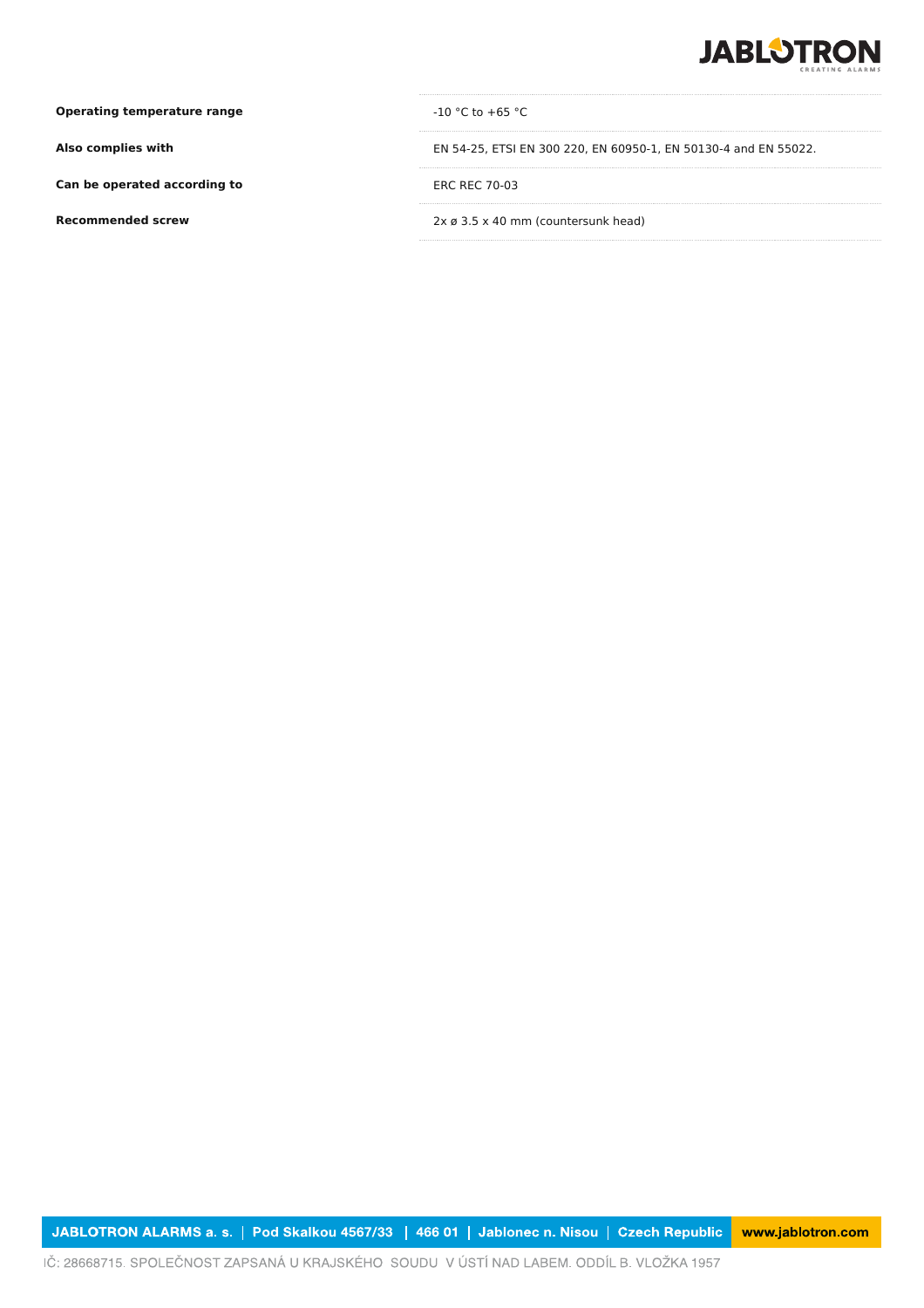| | |
|---|---|
| **Operating temperature range** | -10 °C to +65 °C |
| **Also complies with** | EN 54-25, ETSI EN 300 220, EN 60950-1, EN 50130-4 and EN 55022. |
| **Can be operated according to** | ERC REC 70-03 |
| **Recommended screw** | 2x ø 3.5 x 40 mm (countersunk head) |